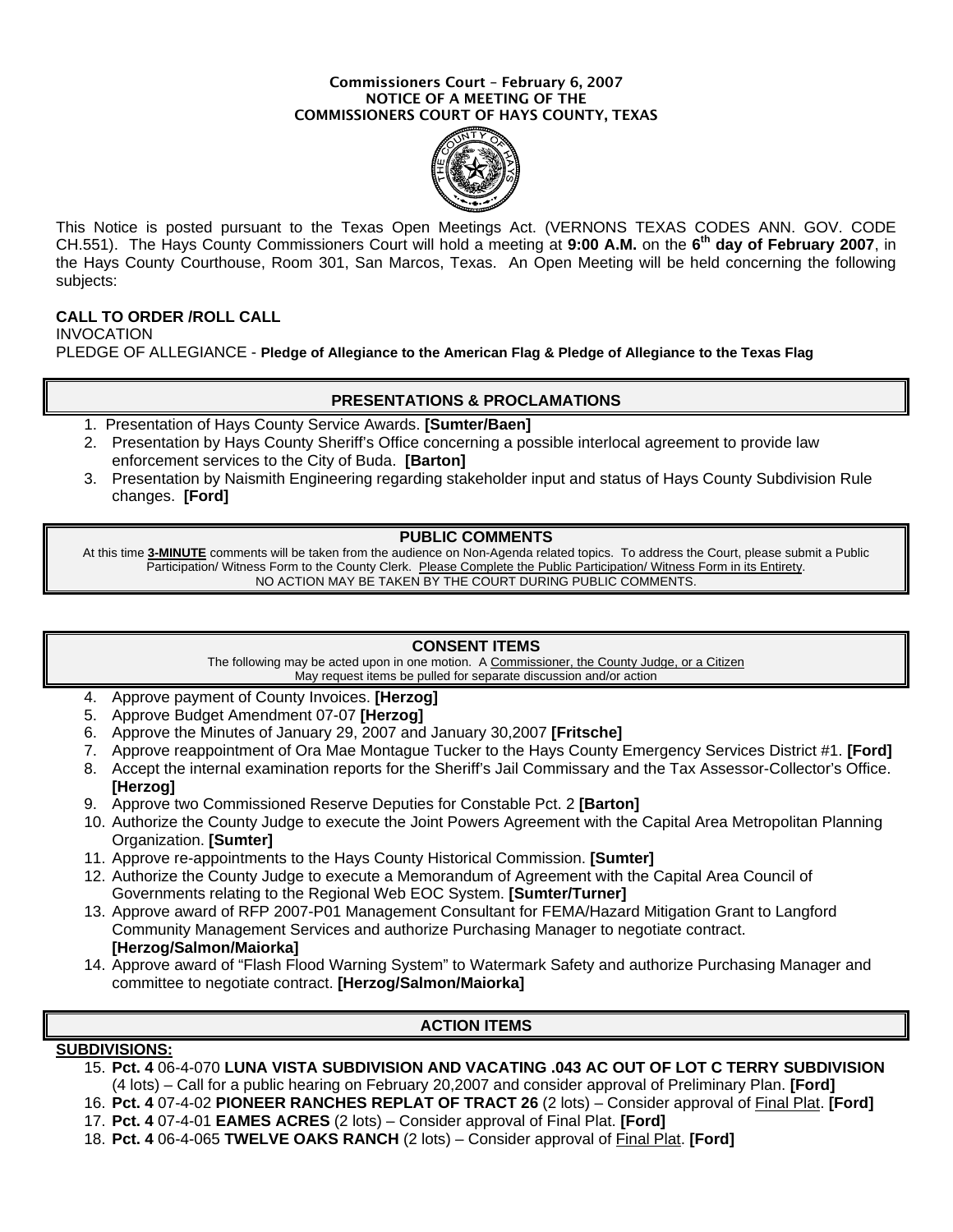**Commissioners Court – February 6, 2007**
**NOTICE OF A MEETING OF THE**
**COMMISSIONERS COURT OF HAYS COUNTY, TEXAS**

This Notice is posted pursuant to the Texas Open Meetings Act. (VERNONS TEXAS CODES ANN. GOV. CODE CH.551). The Hays County Commissioners Court will hold a meeting at **9:00 A.M.** on the **6th day of February 2007**, in the Hays County Courthouse, Room 301, San Marcos, Texas. An Open Meeting will be held concerning the following subjects:

**CALL TO ORDER /ROLL CALL**
INVOCATION
PLEDGE OF ALLEGIANCE - **Pledge of Allegiance to the American Flag & Pledge of Allegiance to the Texas Flag**

## PRESENTATIONS & PROCLAMATIONS

1. Presentation of Hays County Service Awards. **[Sumter/Baen]**
2. Presentation by Hays County Sheriff's Office concerning a possible interlocal agreement to provide law enforcement services to the City of Buda. **[Barton]**
3. Presentation by Naismith Engineering regarding stakeholder input and status of Hays County Subdivision Rule changes. **[Ford]**

## PUBLIC COMMENTS

At this time **3-MINUTE** comments will be taken from the audience on Non-Agenda related topics. To address the Court, please submit a Public Participation/ Witness Form to the County Clerk. Please Complete the Public Participation/ Witness Form in its Entirety.
NO ACTION MAY BE TAKEN BY THE COURT DURING PUBLIC COMMENTS.

## CONSENT ITEMS

The following may be acted upon in one motion. A Commissioner, the County Judge, or a Citizen May request items be pulled for separate discussion and/or action

4. Approve payment of County Invoices. **[Herzog]**
5. Approve Budget Amendment 07-07 **[Herzog]**
6. Approve the Minutes of January 29, 2007 and January 30,2007 **[Fritsche]**
7. Approve reappointment of Ora Mae Montague Tucker to the Hays County Emergency Services District #1. **[Ford]**
8. Accept the internal examination reports for the Sheriff's Jail Commissary and the Tax Assessor-Collector's Office. **[Herzog]**
9. Approve two Commissioned Reserve Deputies for Constable Pct. 2 **[Barton]**
10. Authorize the County Judge to execute the Joint Powers Agreement with the Capital Area Metropolitan Planning Organization. **[Sumter]**
11. Approve re-appointments to the Hays County Historical Commission. **[Sumter]**
12. Authorize the County Judge to execute a Memorandum of Agreement with the Capital Area Council of Governments relating to the Regional Web EOC System. **[Sumter/Turner]**
13. Approve award of RFP 2007-P01 Management Consultant for FEMA/Hazard Mitigation Grant to Langford Community Management Services and authorize Purchasing Manager to negotiate contract. **[Herzog/Salmon/Maiorka]**
14. Approve award of "Flash Flood Warning System" to Watermark Safety and authorize Purchasing Manager and committee to negotiate contract. **[Herzog/Salmon/Maiorka]**

## ACTION ITEMS

**SUBDIVISIONS:**

15. **Pct. 4** 06-4-070 **LUNA VISTA SUBDIVISION AND VACATING .043 AC OUT OF LOT C TERRY SUBDIVISION** (4 lots) – Call for a public hearing on February 20,2007 and consider approval of Preliminary Plan. **[Ford]**
16. **Pct. 4** 07-4-02 **PIONEER RANCHES REPLAT OF TRACT 26** (2 lots) – Consider approval of Final Plat. **[Ford]**
17. **Pct. 4** 07-4-01 **EAMES ACRES** (2 lots) – Consider approval of Final Plat. **[Ford]**
18. **Pct. 4** 06-4-065 **TWELVE OAKS RANCH** (2 lots) – Consider approval of Final Plat. **[Ford]**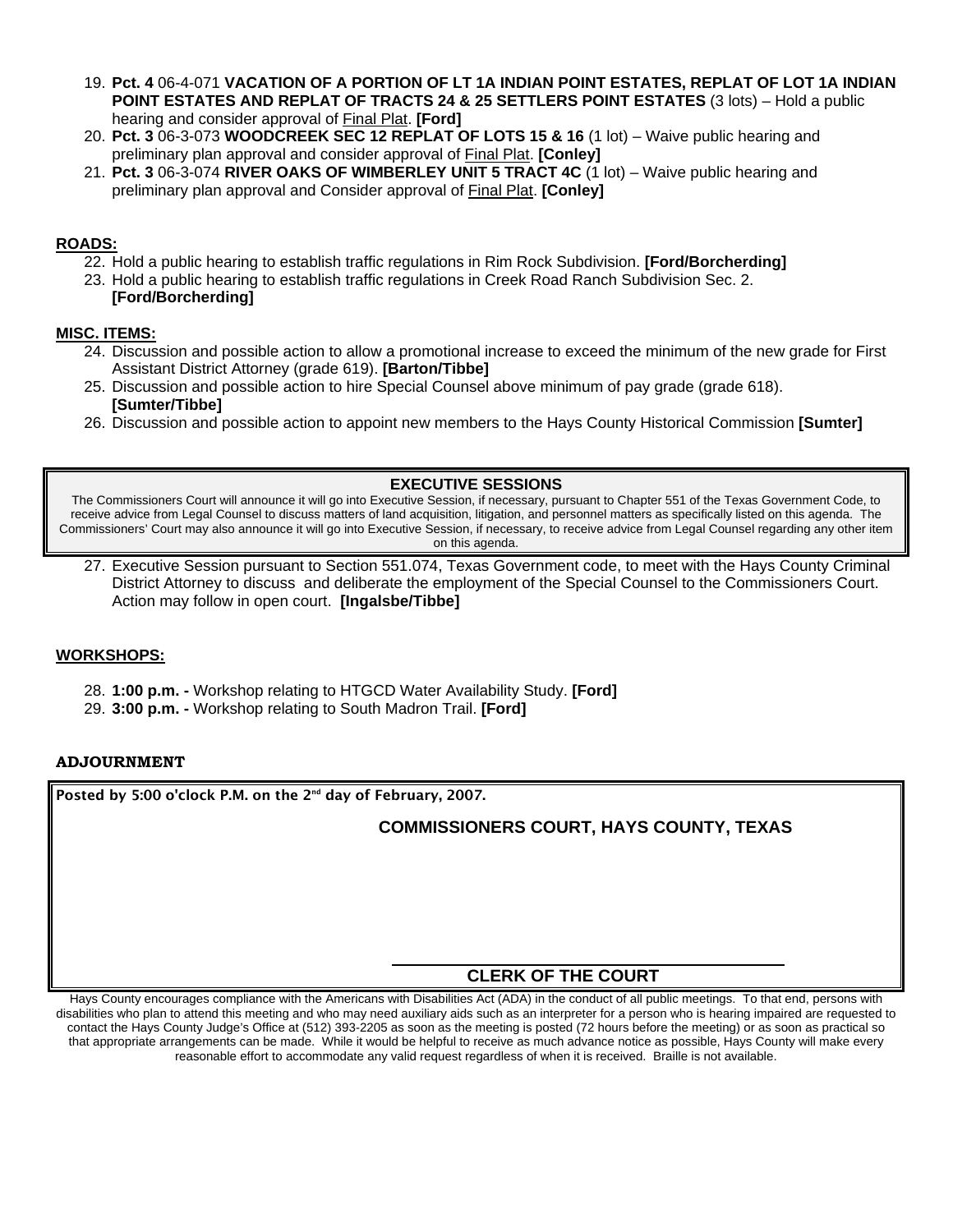19. **Pct. 4** 06-4-071 **VACATION OF A PORTION OF LT 1A INDIAN POINT ESTATES, REPLAT OF LOT 1A INDIAN POINT ESTATES AND REPLAT OF TRACTS 24 & 25 SETTLERS POINT ESTATES** (3 lots) – Hold a public hearing and consider approval of Final Plat. **[Ford]**
20. **Pct. 3** 06-3-073 **WOODCREEK SEC 12 REPLAT OF LOTS 15 & 16** (1 lot) – Waive public hearing and preliminary plan approval and consider approval of Final Plat. **[Conley]**
21. **Pct. 3** 06-3-074 **RIVER OAKS OF WIMBERLEY UNIT 5 TRACT 4C** (1 lot) – Waive public hearing and preliminary plan approval and Consider approval of Final Plat. **[Conley]**

**ROADS:**

22. Hold a public hearing to establish traffic regulations in Rim Rock Subdivision. **[Ford/Borcherding]**
23. Hold a public hearing to establish traffic regulations in Creek Road Ranch Subdivision Sec. 2. **[Ford/Borcherding]**

**MISC. ITEMS:**

24. Discussion and possible action to allow a promotional increase to exceed the minimum of the new grade for First Assistant District Attorney (grade 619). **[Barton/Tibbe]**
25. Discussion and possible action to hire Special Counsel above minimum of pay grade (grade 618). **[Sumter/Tibbe]**
26. Discussion and possible action to appoint new members to the Hays County Historical Commission **[Sumter]**

**EXECUTIVE SESSIONS**

The Commissioners Court will announce it will go into Executive Session, if necessary, pursuant to Chapter 551 of the Texas Government Code, to receive advice from Legal Counsel to discuss matters of land acquisition, litigation, and personnel matters as specifically listed on this agenda. The Commissioners' Court may also announce it will go into Executive Session, if necessary, to receive advice from Legal Counsel regarding any other item on this agenda.

27. Executive Session pursuant to Section 551.074, Texas Government code, to meet with the Hays County Criminal District Attorney to discuss and deliberate the employment of the Special Counsel to the Commissioners Court. Action may follow in open court. **[Ingalsbe/Tibbe]**

**WORKSHOPS:**

28. **1:00 p.m. -** Workshop relating to HTGCD Water Availability Study. **[Ford]**
29. **3:00 p.m. -** Workshop relating to South Madron Trail. **[Ford]**

**ADJOURNMENT**

**Posted by 5:00 o'clock P.M. on the 2nd day of February, 2007.**

**COMMISSIONERS COURT, HAYS COUNTY, TEXAS**

**CLERK OF THE COURT**

Hays County encourages compliance with the Americans with Disabilities Act (ADA) in the conduct of all public meetings. To that end, persons with disabilities who plan to attend this meeting and who may need auxiliary aids such as an interpreter for a person who is hearing impaired are requested to contact the Hays County Judge's Office at (512) 393-2205 as soon as the meeting is posted (72 hours before the meeting) or as soon as practical so that appropriate arrangements can be made. While it would be helpful to receive as much advance notice as possible, Hays County will make every reasonable effort to accommodate any valid request regardless of when it is received. Braille is not available.